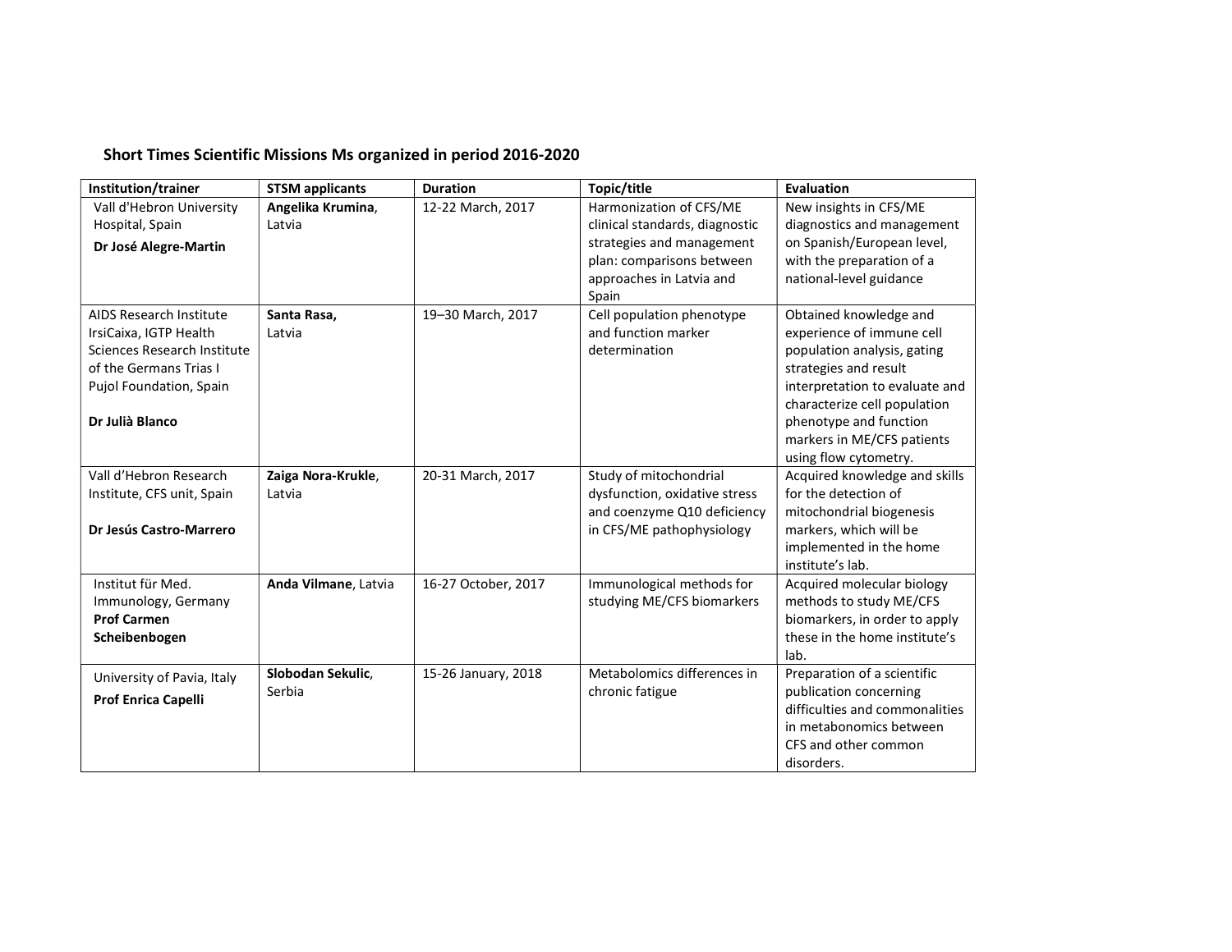## Short Times Scientific Missions Ms organized in period 2016-2020

| Institution/trainer | STSM applicants | Duration | Topic/title | Evaluation |
|---|---|---|---|---|
| Vall d'Hebron University Hospital, Spain **Dr José Alegre-Martin** | **Angelika Krumina**, Latvia | 12-22 March, 2017 | Harmonization of CFS/ME clinical standards, diagnostic strategies and management plan: comparisons between approaches in Latvia and Spain | New insights in CFS/ME diagnostics and management on Spanish/European level, with the preparation of a national-level guidance |
| AIDS Research Institute IrsiCaixa, IGTP Health Sciences Research Institute of the Germans Trias I Pujol Foundation, Spain **Dr Julià Blanco** | **Santa Rasa,** Latvia | 19–30 March, 2017 | Cell population phenotype and function marker determination | Obtained knowledge and experience of immune cell population analysis, gating strategies and result interpretation to evaluate and characterize cell population phenotype and function markers in ME/CFS patients using flow cytometry. |
| Vall d'Hebron Research Institute, CFS unit, Spain **Dr Jesús Castro-Marrero** | **Zaiga Nora-Krukle**, Latvia | 20-31 March, 2017 | Study of mitochondrial dysfunction, oxidative stress and coenzyme Q10 deficiency in CFS/ME pathophysiology | Acquired knowledge and skills for the detection of mitochondrial biogenesis markers, which will be implemented in the home institute's lab. |
| Institut für Med. Immunology, Germany **Prof Carmen Scheibenbogen** | **Anda Vilmane**, Latvia | 16-27 October, 2017 | Immunological methods for studying ME/CFS biomarkers | Acquired molecular biology methods to study ME/CFS biomarkers, in order to apply these in the home institute's lab. |
| University of Pavia, Italy **Prof Enrica Capelli** | **Slobodan Sekulic**, Serbia | 15-26 January, 2018 | Metabolomics differences in chronic fatigue | Preparation of a scientific publication concerning difficulties and commonalities in metabonomics between CFS and other common disorders. |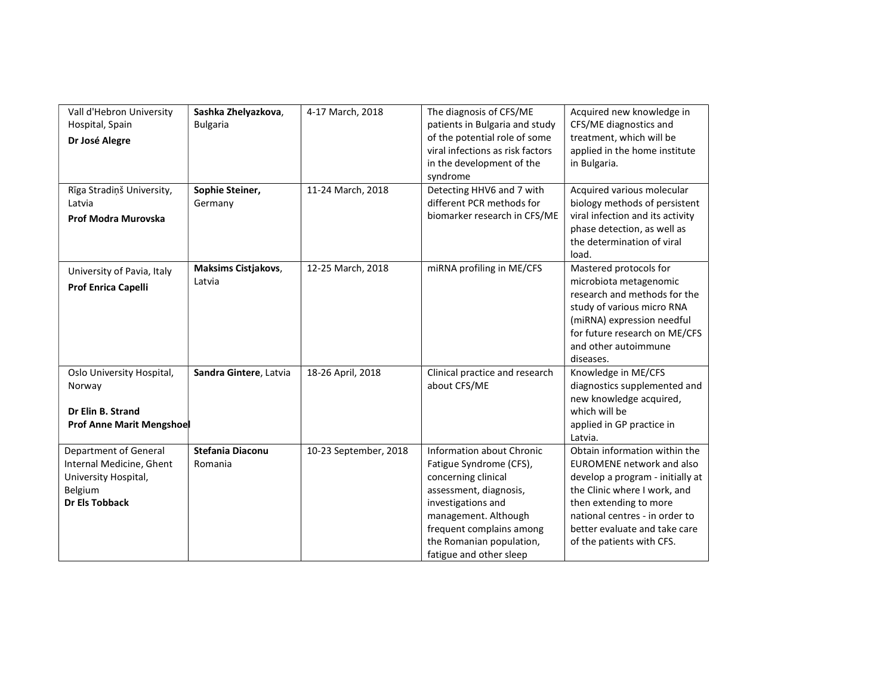| | | | | |
|---|---|---|---|---|
| Vall d'Hebron University Hospital, Spain<br>**Dr José Alegre** | **Sashka Zhelyazkova**, Bulgaria | 4-17 March, 2018 | The diagnosis of CFS/ME patients in Bulgaria and study of the potential role of some viral infections as risk factors in the development of the syndrome | Acquired new knowledge in CFS/ME diagnostics and treatment, which will be applied in the home institute in Bulgaria. |
| Rīga Stradiņš University, Latvia<br>**Prof Modra Murovska** | **Sophie Steiner,** Germany | 11-24 March, 2018 | Detecting HHV6 and 7 with different PCR methods for biomarker research in CFS/ME | Acquired various molecular biology methods of persistent viral infection and its activity phase detection, as well as the determination of viral load. |
| University of Pavia, Italy<br>**Prof Enrica Capelli** | **Maksims Cistjakovs**, Latvia | 12-25 March, 2018 | miRNA profiling in ME/CFS | Mastered protocols for microbiota metagenomic research and methods for the study of various micro RNA (miRNA) expression needful for future research on ME/CFS and other autoimmune diseases. |
| Oslo University Hospital, Norway<br><br>**Dr Elin B. Strand**<br>**Prof Anne Marit Mengshoel** | **Sandra Gintere**, Latvia | 18-26 April, 2018 | Clinical practice and research about CFS/ME | Knowledge in ME/CFS diagnostics supplemented and new knowledge acquired, which will be applied in GP practice in Latvia. |
| Department of General Internal Medicine, Ghent University Hospital, Belgium<br>**Dr Els Tobback** | **Stefania Diaconu** Romania | 10-23 September, 2018 | Information about Chronic Fatigue Syndrome (CFS), concerning clinical assessment, diagnosis, investigations and management. Although frequent complains among the Romanian population, fatigue and other sleep | Obtain information within the EUROMENE network and also develop a program - initially at the Clinic where I work, and then extending to more national centres - in order to better evaluate and take care of the patients with CFS. |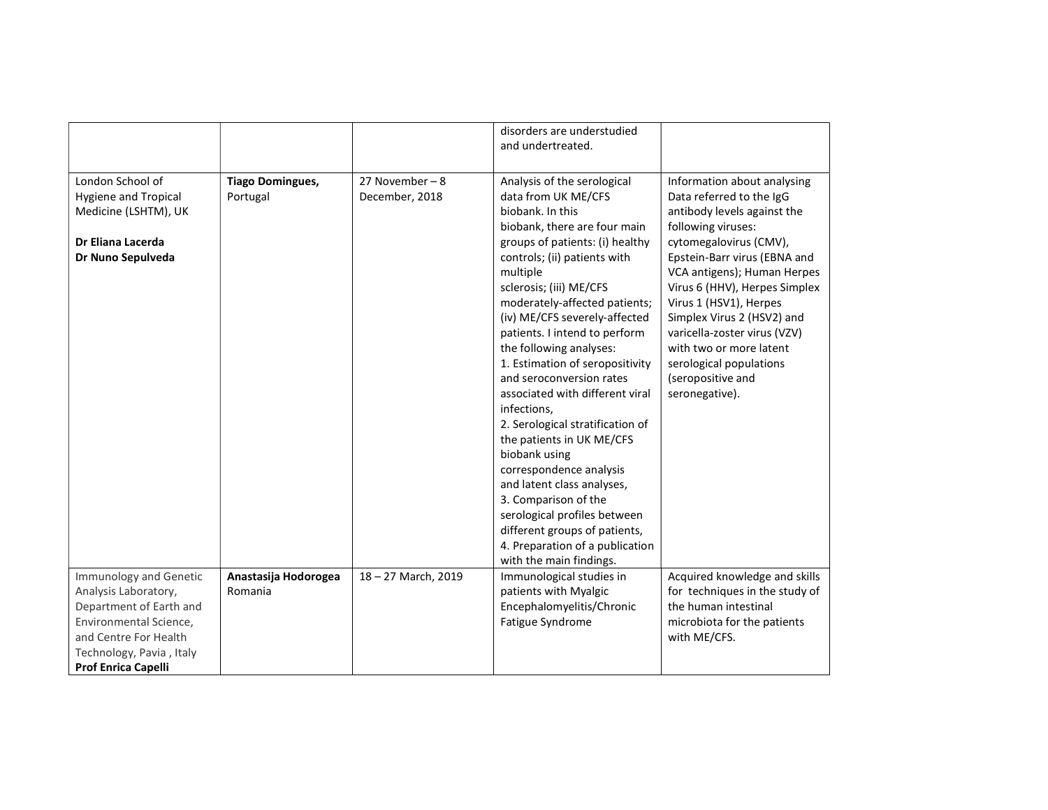| | | | | |
|---|---|---|---|---|
| | | | disorders are understudied and undertreated. | |
| London School of Hygiene and Tropical Medicine (LSHTM), UK<br><br>**Dr Eliana Lacerda**<br>**Dr Nuno Sepulveda** | **Tiago Domingues,** Portugal | 27 November – 8 December, 2018 | Analysis of the serological data from UK ME/CFS biobank. In this biobank, there are four main groups of patients: (i) healthy controls; (ii) patients with multiple sclerosis; (iii) ME/CFS moderately-affected patients; (iv) ME/CFS severely-affected patients. I intend to perform the following analyses:<br>1. Estimation of seropositivity and seroconversion rates associated with different viral infections,<br>2. Serological stratification of the patients in UK ME/CFS biobank using correspondence analysis and latent class analyses,<br>3. Comparison of the serological profiles between different groups of patients,<br>4. Preparation of a publication with the main findings. | Information about analysing Data referred to the IgG antibody levels against the following viruses: cytomegalovirus (CMV), Epstein-Barr virus (EBNA and VCA antigens); Human Herpes Virus 6 (HHV), Herpes Simplex Virus 1 (HSV1), Herpes Simplex Virus 2 (HSV2) and varicella-zoster virus (VZV) with two or more latent serological populations (seropositive and seronegative). |
| Immunology and Genetic Analysis Laboratory, Department of Earth and Environmental Science, and Centre For Health Technology, Pavia , Italy<br>**Prof Enrica Capelli** | **Anastasija Hodorogea** Romania | 18 – 27 March, 2019 | Immunological studies in patients with Myalgic Encephalomyelitis/Chronic Fatigue Syndrome | Acquired knowledge and skills for techniques in the study of the human intestinal microbiota for the patients with ME/CFS. |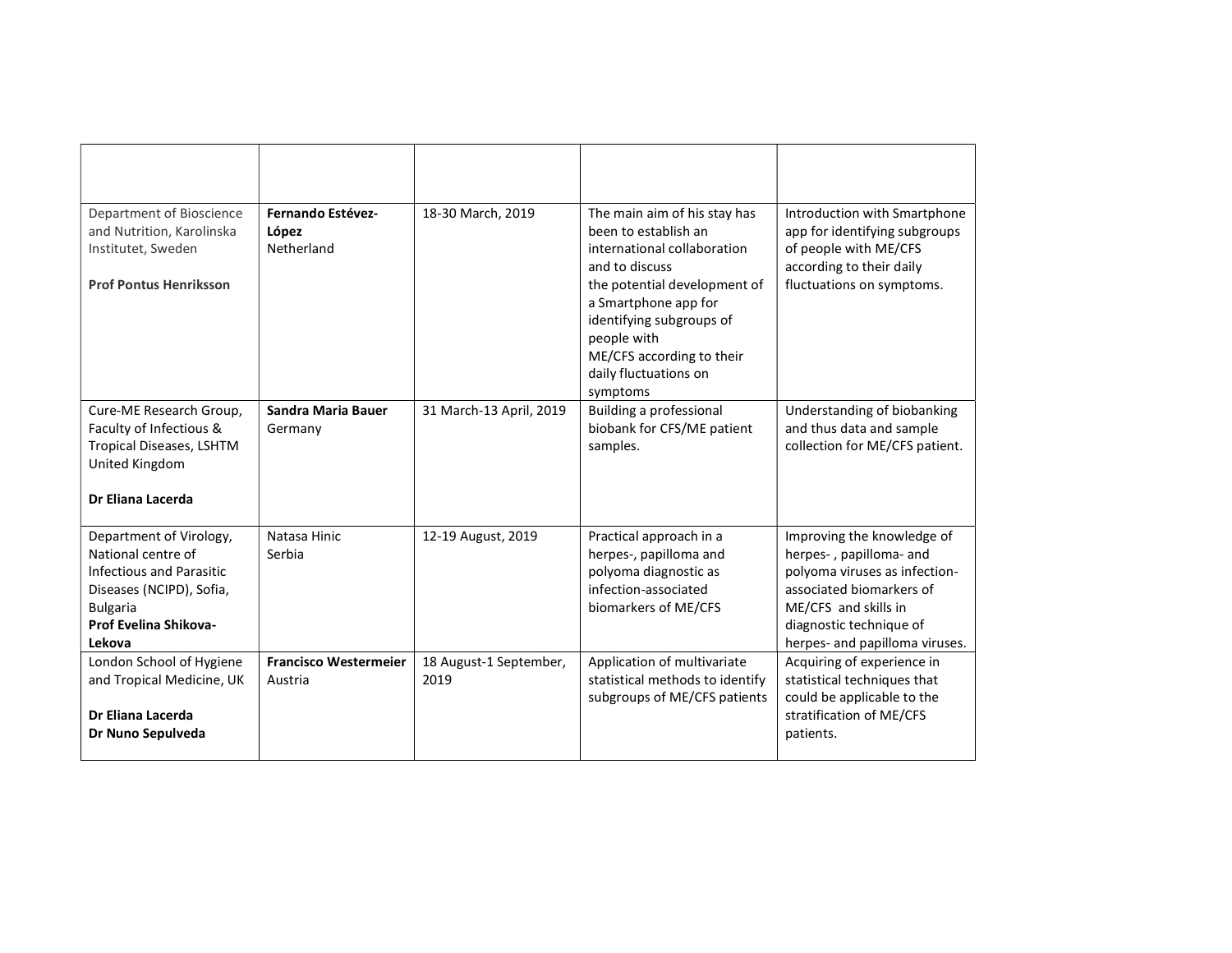| | | | | |
|---|---|---|---|---|
| Department of Bioscience and Nutrition, Karolinska Institutet, Sweden<br><br>**Prof Pontus Henriksson** | **Fernando Estévez-López**<br>Netherland | 18-30 March, 2019 | The main aim of his stay has been to establish an international collaboration and to discuss the potential development of a Smartphone app for identifying subgroups of people with ME/CFS according to their daily fluctuations on symptoms | Introduction with Smartphone app for identifying subgroups of people with ME/CFS according to their daily fluctuations on symptoms. |
| Cure-ME Research Group, Faculty of Infectious & Tropical Diseases, LSHTM United Kingdom<br><br>**Dr Eliana Lacerda** | **Sandra Maria Bauer**<br>Germany | 31 March-13 April, 2019 | Building a professional biobank for CFS/ME patient samples. | Understanding of biobanking and thus data and sample collection for ME/CFS patient. |
| Department of Virology, National centre of Infectious and Parasitic Diseases (NCIPD), Sofia, Bulgaria<br>**Prof Evelina Shikova-Lekova** | Natasa Hinic<br>Serbia | 12-19 August, 2019 | Practical approach in a herpes-, papilloma and polyoma diagnostic as infection-associated biomarkers of ME/CFS | Improving the knowledge of herpes- , papilloma- and polyoma viruses as infection-associated biomarkers of ME/CFS and skills in diagnostic technique of herpes- and papilloma viruses. |
| London School of Hygiene and Tropical Medicine, UK<br><br>**Dr Eliana Lacerda**<br>**Dr Nuno Sepulveda** | **Francisco Westermeier**<br>Austria | 18 August-1 September, 2019 | Application of multivariate statistical methods to identify subgroups of ME/CFS patients | Acquiring of experience in statistical techniques that could be applicable to the stratification of ME/CFS patients. |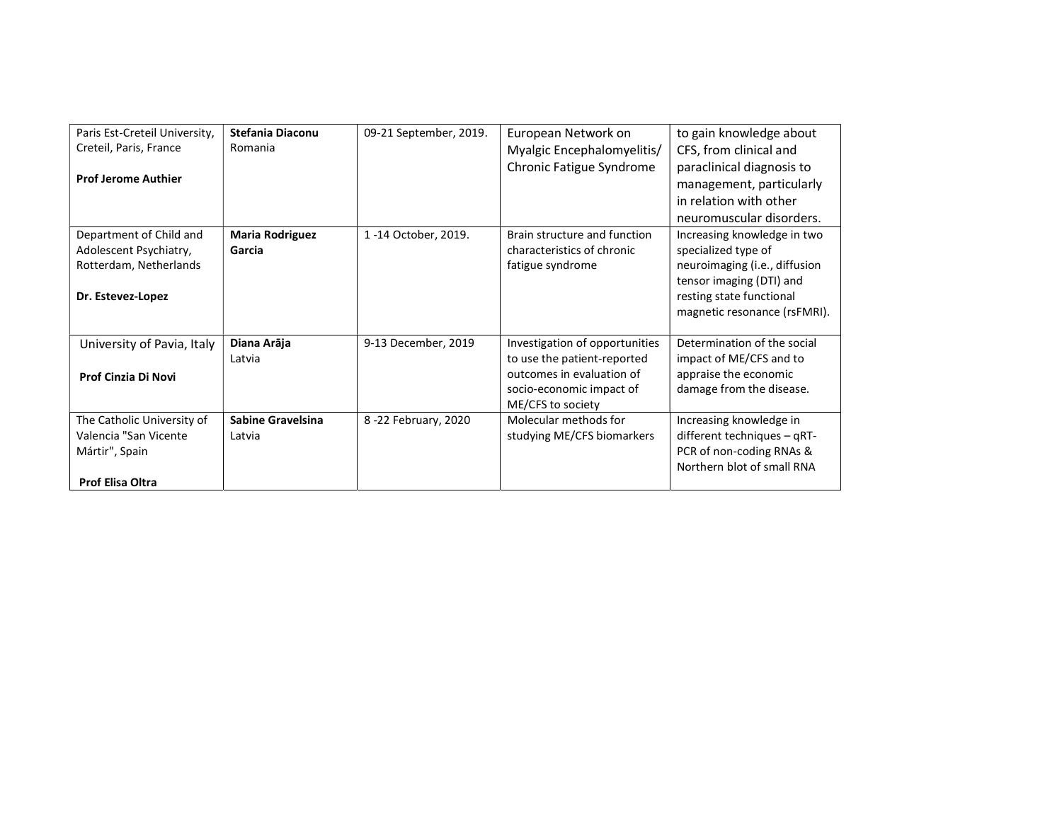| | | | | |
|---|---|---|---|---|
| Paris Est-Creteil University, Creteil, Paris, France<br><br>**Prof Jerome Authier** | **Stefania Diaconu**<br>Romania | 09-21 September, 2019. | European Network on Myalgic Encephalomyelitis/ Chronic Fatigue Syndrome | to gain knowledge about CFS, from clinical and paraclinical diagnosis to management, particularly in relation with other neuromuscular disorders. |
| Department of Child and Adolescent Psychiatry, Rotterdam, Netherlands<br><br>**Dr. Estevez-Lopez** | **Maria Rodriguez Garcia** | 1 -14 October, 2019. | Brain structure and function characteristics of chronic fatigue syndrome | Increasing knowledge in two specialized type of neuroimaging (i.e., diffusion tensor imaging (DTI) and resting state functional magnetic resonance (rsFMRI). |
| University of Pavia, Italy<br><br>**Prof Cinzia Di Novi** | **Diana Arāja**<br>Latvia | 9-13 December, 2019 | Investigation of opportunities to use the patient-reported outcomes in evaluation of socio-economic impact of ME/CFS to society | Determination of the social impact of ME/CFS and to appraise the economic damage from the disease. |
| The Catholic University of Valencia "San Vicente Mártir", Spain<br><br>**Prof Elisa Oltra** | **Sabine Gravelsina**<br>Latvia | 8 -22 February, 2020 | Molecular methods for studying ME/CFS biomarkers | Increasing knowledge in different techniques – qRT-PCR of non-coding RNAs & Northern blot of small RNA |